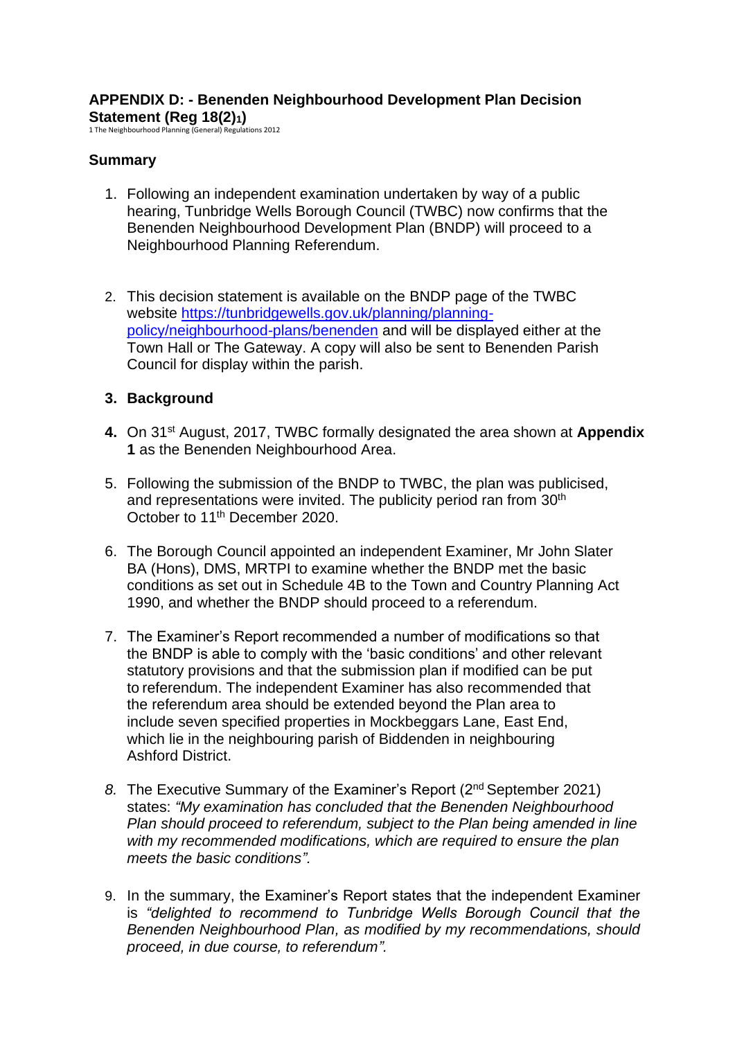**APPENDIX D: - Benenden Neighbourhood Development Plan Decision Statement (Reg 18(2)[1])**

1 The Neighbourhood Planning (General) Regulations 2012

## Summary

1. Following an independent examination undertaken by way of a public hearing, Tunbridge Wells Borough Council (TWBC) now confirms that the Benenden Neighbourhood Development Plan (BNDP) will proceed to a Neighbourhood Planning Referendum.

2. This decision statement is available on the BNDP page of the TWBC website [https://tunbridgewells.gov.uk/planning/planning-policy/neighbourhood-plans/benenden](https://tunbridgewells.gov.uk/planning/planning-policy/neighbourhood-plans/benenden) and will be displayed either at the Town Hall or The Gateway. A copy will also be sent to Benenden Parish Council for display within the parish.

3. **Background**

4. On 31st August, 2017, TWBC formally designated the area shown at **Appendix 1** as the Benenden Neighbourhood Area.

5. Following the submission of the BNDP to TWBC, the plan was publicised, and representations were invited. The publicity period ran from 30th October to 11th December 2020.

6. The Borough Council appointed an independent Examiner, Mr John Slater BA (Hons), DMS, MRTPI to examine whether the BNDP met the basic conditions as set out in Schedule 4B to the Town and Country Planning Act 1990, and whether the BNDP should proceed to a referendum.

7. The Examiner's Report recommended a number of modifications so that the BNDP is able to comply with the 'basic conditions' and other relevant statutory provisions and that the submission plan if modified can be put to referendum. The independent Examiner has also recommended that the referendum area should be extended beyond the Plan area to include seven specified properties in Mockbeggars Lane, East End, which lie in the neighbouring parish of Biddenden in neighbouring Ashford District.

8. The Executive Summary of the Examiner's Report (2nd September 2021) states: *"My examination has concluded that the Benenden Neighbourhood Plan should proceed to referendum, subject to the Plan being amended in line with my recommended modifications, which are required to ensure the plan meets the basic conditions"*.

9. In the summary, the Examiner's Report states that the independent Examiner is *"delighted to recommend to Tunbridge Wells Borough Council that the Benenden Neighbourhood Plan, as modified by my recommendations, should proceed, in due course, to referendum".*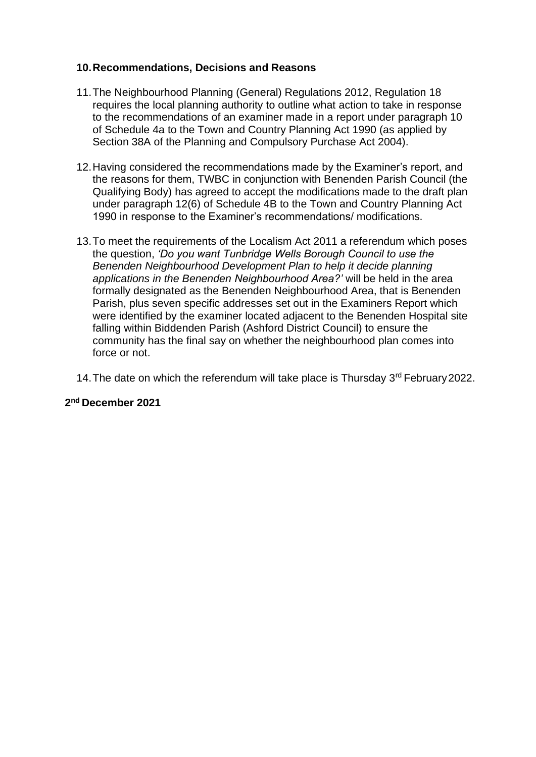## 10. Recommendations, Decisions and Reasons

11. The Neighbourhood Planning (General) Regulations 2012, Regulation 18 requires the local planning authority to outline what action to take in response to the recommendations of an examiner made in a report under paragraph 10 of Schedule 4a to the Town and Country Planning Act 1990 (as applied by Section 38A of the Planning and Compulsory Purchase Act 2004).

12. Having considered the recommendations made by the Examiner's report, and the reasons for them, TWBC in conjunction with Benenden Parish Council (the Qualifying Body) has agreed to accept the modifications made to the draft plan under paragraph 12(6) of Schedule 4B to the Town and Country Planning Act 1990 in response to the Examiner's recommendations/ modifications.

13. To meet the requirements of the Localism Act 2011 a referendum which poses the question, *'Do you want Tunbridge Wells Borough Council to use the Benenden Neighbourhood Development Plan to help it decide planning applications in the Benenden Neighbourhood Area?'* will be held in the area formally designated as the Benenden Neighbourhood Area, that is Benenden Parish, plus seven specific addresses set out in the Examiners Report which were identified by the examiner located adjacent to the Benenden Hospital site falling within Biddenden Parish (Ashford District Council) to ensure the community has the final say on whether the neighbourhood plan comes into force or not.

14. The date on which the referendum will take place is Thursday 3rd February 2022.

**2nd December 2021**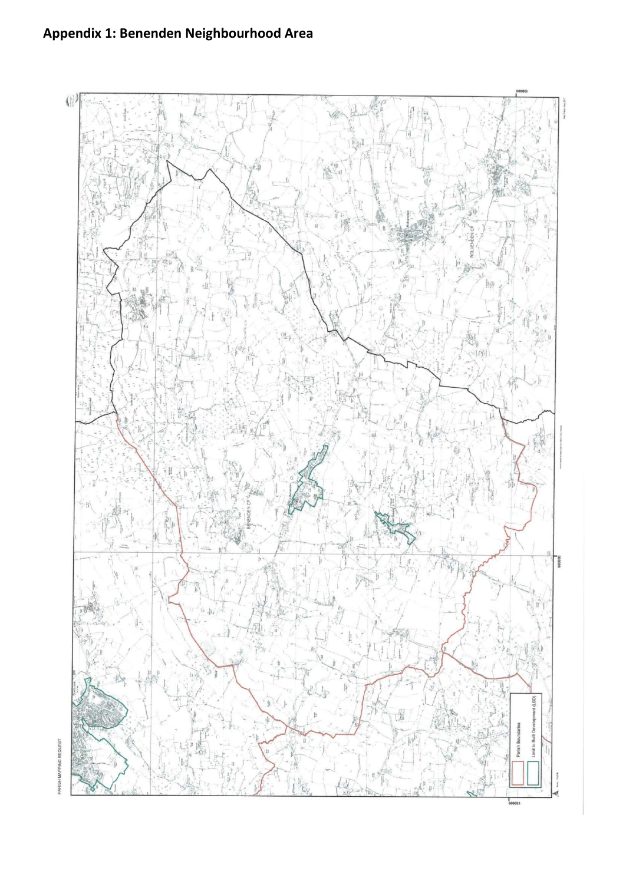# Appendix 1: Benenden Neighbourhood Area

PARISH MAPPING REQUEST

Parish Boundaries

Limit to Built Development (LBD)

BENENDEN CP

ROLVENDEN CP